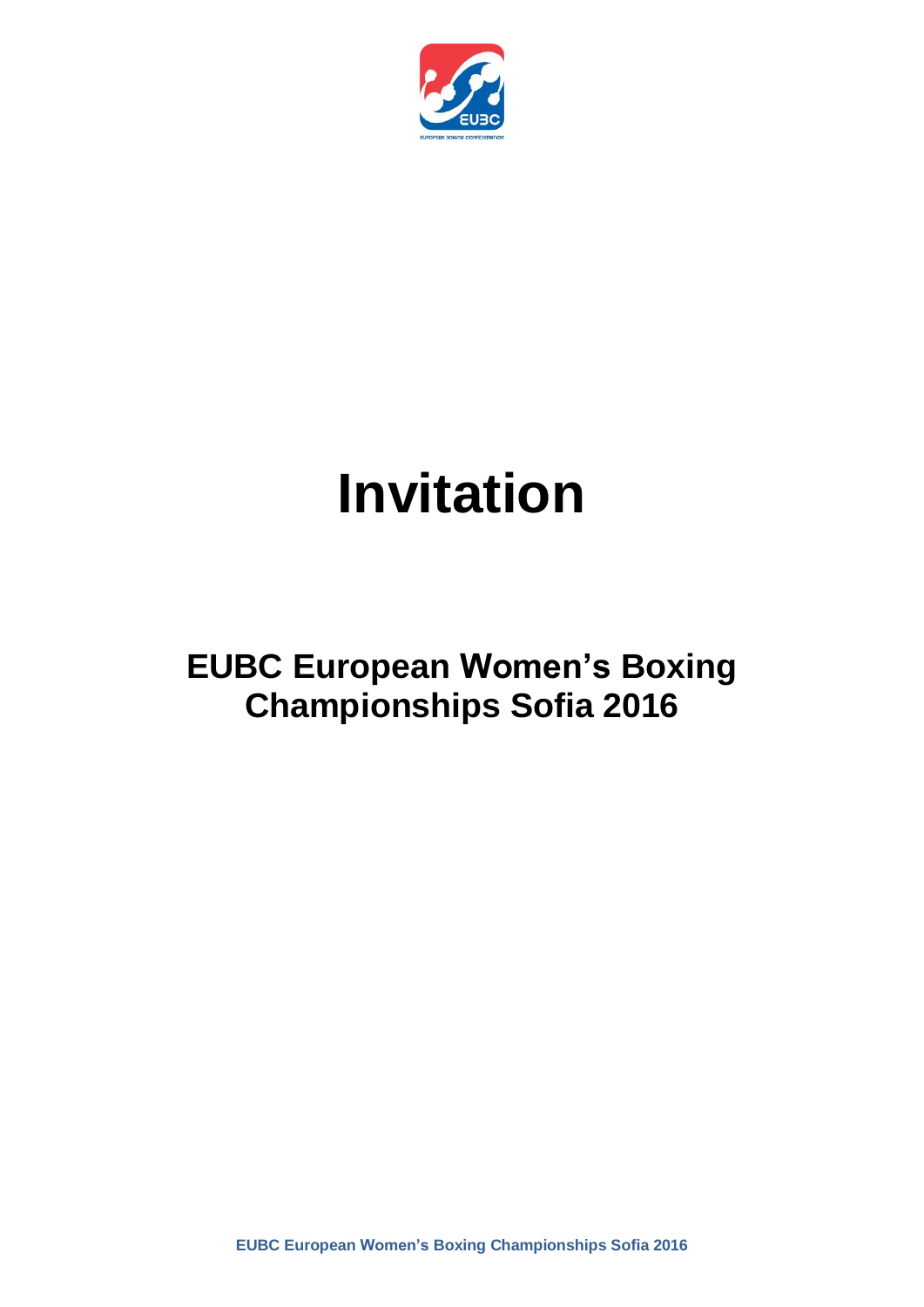# Invitation

## EUBC European Women's Boxing Championships Sofia 2016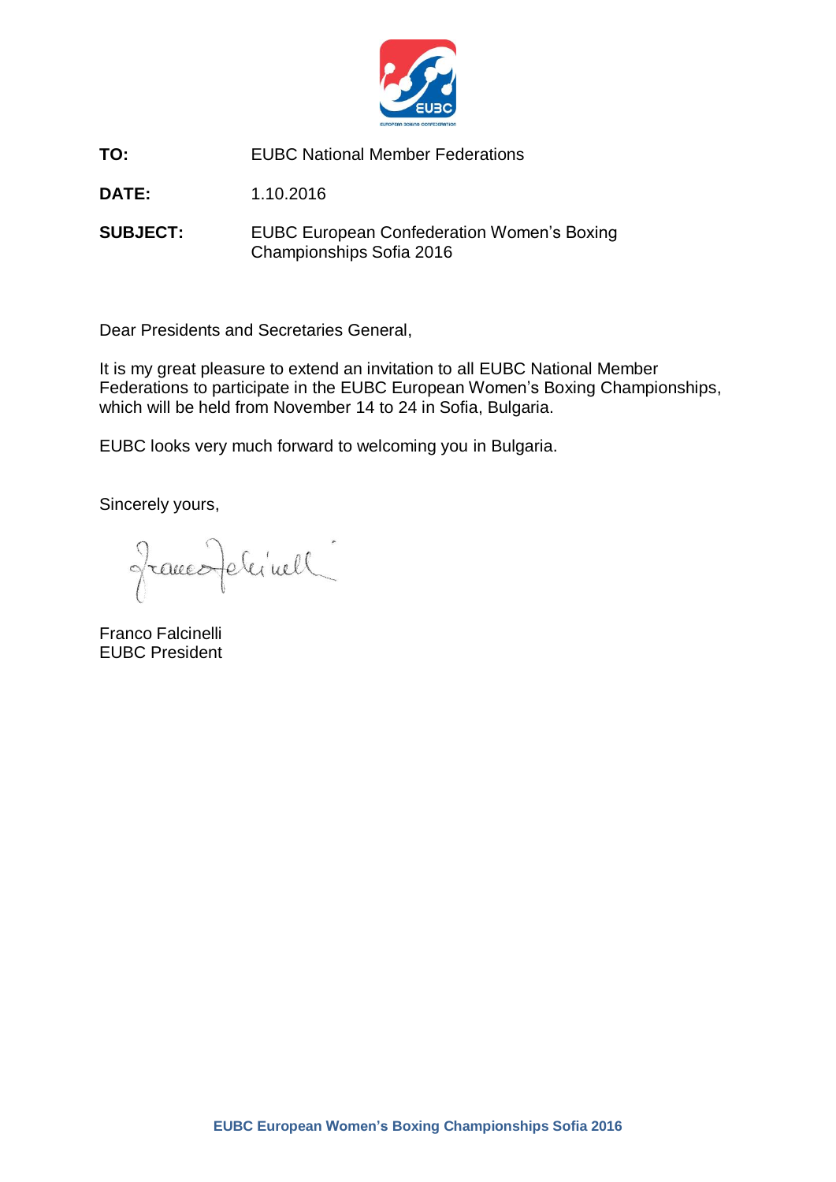**TO:** EUBC National Member Federations

**DATE:** 1.10.2016

**SUBJECT:** EUBC European Confederation Women's Boxing Championships Sofia 2016

Dear Presidents and Secretaries General,

It is my great pleasure to extend an invitation to all EUBC National Member Federations to participate in the EUBC European Women's Boxing Championships, which will be held from November 14 to 24 in Sofia, Bulgaria.

EUBC looks very much forward to welcoming you in Bulgaria.

Sincerely yours,

Franco Falcinelli
EUBC President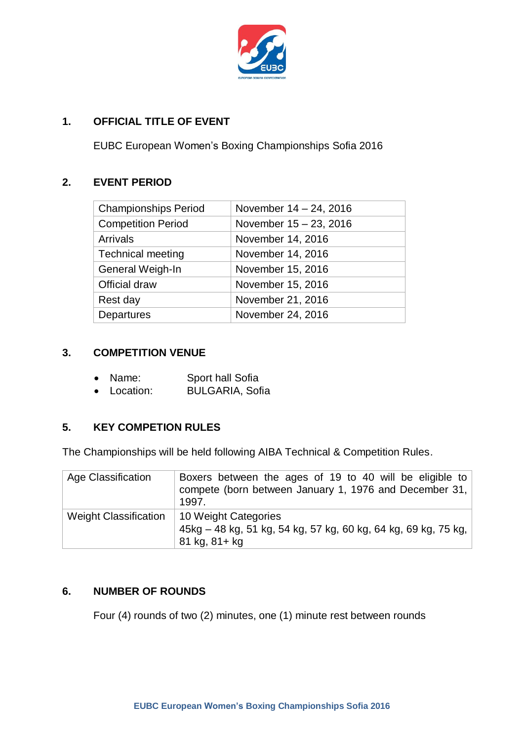## 1. OFFICIAL TITLE OF EVENT

EUBC European Women's Boxing Championships Sofia 2016

## 2. EVENT PERIOD

| | |
|---|---|
| Championships Period | November 14 – 24, 2016 |
| Competition Period | November 15 – 23, 2016 |
| Arrivals | November 14, 2016 |
| Technical meeting | November 14, 2016 |
| General Weigh-In | November 15, 2016 |
| Official draw | November 15, 2016 |
| Rest day | November 21, 2016 |
| Departures | November 24, 2016 |

## 3. COMPETITION VENUE

- Name: Sport hall Sofia
- Location: BULGARIA, Sofia

## 5. KEY COMPETION RULES

The Championships will be held following AIBA Technical & Competition Rules.

| | |
|---|---|
| Age Classification | Boxers between the ages of 19 to 40 will be eligible to compete (born between January 1, 1976 and December 31, 1997. |
| Weight Classification | 10 Weight Categories<br>45kg – 48 kg, 51 kg, 54 kg, 57 kg, 60 kg, 64 kg, 69 kg, 75 kg, 81 kg, 81+ kg |

## 6. NUMBER OF ROUNDS

Four (4) rounds of two (2) minutes, one (1) minute rest between rounds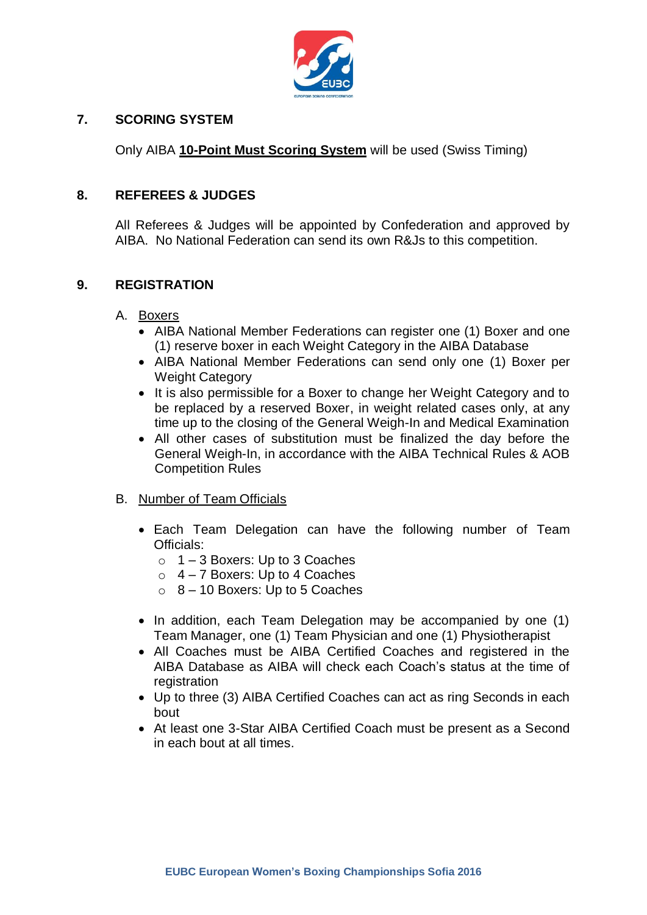## 7. SCORING SYSTEM

Only AIBA **10-Point Must Scoring System** will be used (Swiss Timing)

## 8. REFEREES & JUDGES

All Referees & Judges will be appointed by Confederation and approved by AIBA. No National Federation can send its own R&Js to this competition.

## 9. REGISTRATION

A. Boxers

- AIBA National Member Federations can register one (1) Boxer and one (1) reserve boxer in each Weight Category in the AIBA Database
- AIBA National Member Federations can send only one (1) Boxer per Weight Category
- It is also permissible for a Boxer to change her Weight Category and to be replaced by a reserved Boxer, in weight related cases only, at any time up to the closing of the General Weigh-In and Medical Examination
- All other cases of substitution must be finalized the day before the General Weigh-In, in accordance with the AIBA Technical Rules & AOB Competition Rules

B. Number of Team Officials

- Each Team Delegation can have the following number of Team Officials:
  - 1 – 3 Boxers: Up to 3 Coaches
  - 4 – 7 Boxers: Up to 4 Coaches
  - 8 – 10 Boxers: Up to 5 Coaches
- In addition, each Team Delegation may be accompanied by one (1) Team Manager, one (1) Team Physician and one (1) Physiotherapist
- All Coaches must be AIBA Certified Coaches and registered in the AIBA Database as AIBA will check each Coach's status at the time of registration
- Up to three (3) AIBA Certified Coaches can act as ring Seconds in each bout
- At least one 3-Star AIBA Certified Coach must be present as a Second in each bout at all times.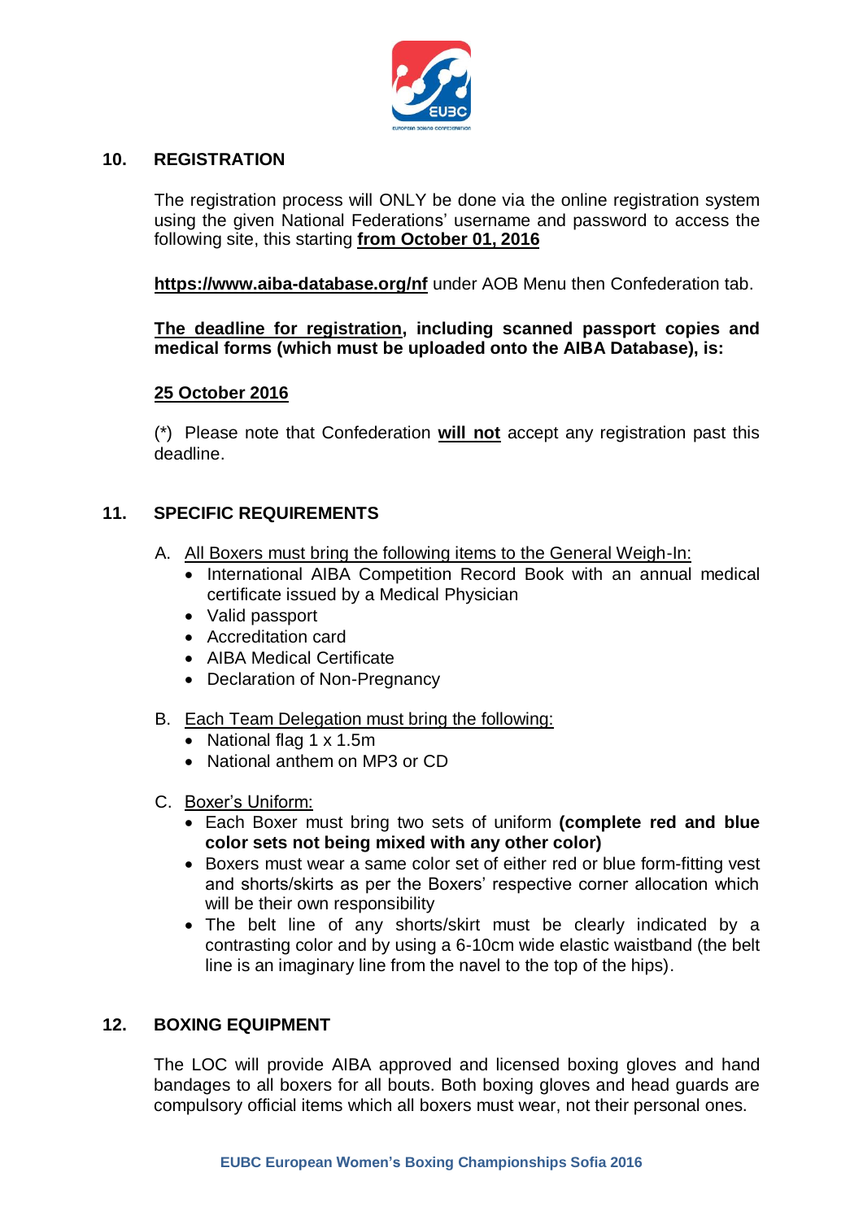## 10. REGISTRATION

The registration process will ONLY be done via the online registration system using the given National Federations' username and password to access the following site, this starting **from October 01, 2016**

**https://www.aiba-database.org/nf** under AOB Menu then Confederation tab.

**The deadline for registration, including scanned passport copies and medical forms (which must be uploaded onto the AIBA Database), is:**

**25 October 2016**

(*) Please note that Confederation **will not** accept any registration past this deadline.

## 11. SPECIFIC REQUIREMENTS

A. All Boxers must bring the following items to the General Weigh-In:
   - International AIBA Competition Record Book with an annual medical certificate issued by a Medical Physician
   - Valid passport
   - Accreditation card
   - AIBA Medical Certificate
   - Declaration of Non-Pregnancy

B. Each Team Delegation must bring the following:
   - National flag 1 x 1.5m
   - National anthem on MP3 or CD

C. Boxer's Uniform:
   - Each Boxer must bring two sets of uniform **(complete red and blue color sets not being mixed with any other color)**
   - Boxers must wear a same color set of either red or blue form-fitting vest and shorts/skirts as per the Boxers' respective corner allocation which will be their own responsibility
   - The belt line of any shorts/skirt must be clearly indicated by a contrasting color and by using a 6-10cm wide elastic waistband (the belt line is an imaginary line from the navel to the top of the hips).

## 12. BOXING EQUIPMENT

The LOC will provide AIBA approved and licensed boxing gloves and hand bandages to all boxers for all bouts. Both boxing gloves and head guards are compulsory official items which all boxers must wear, not their personal ones.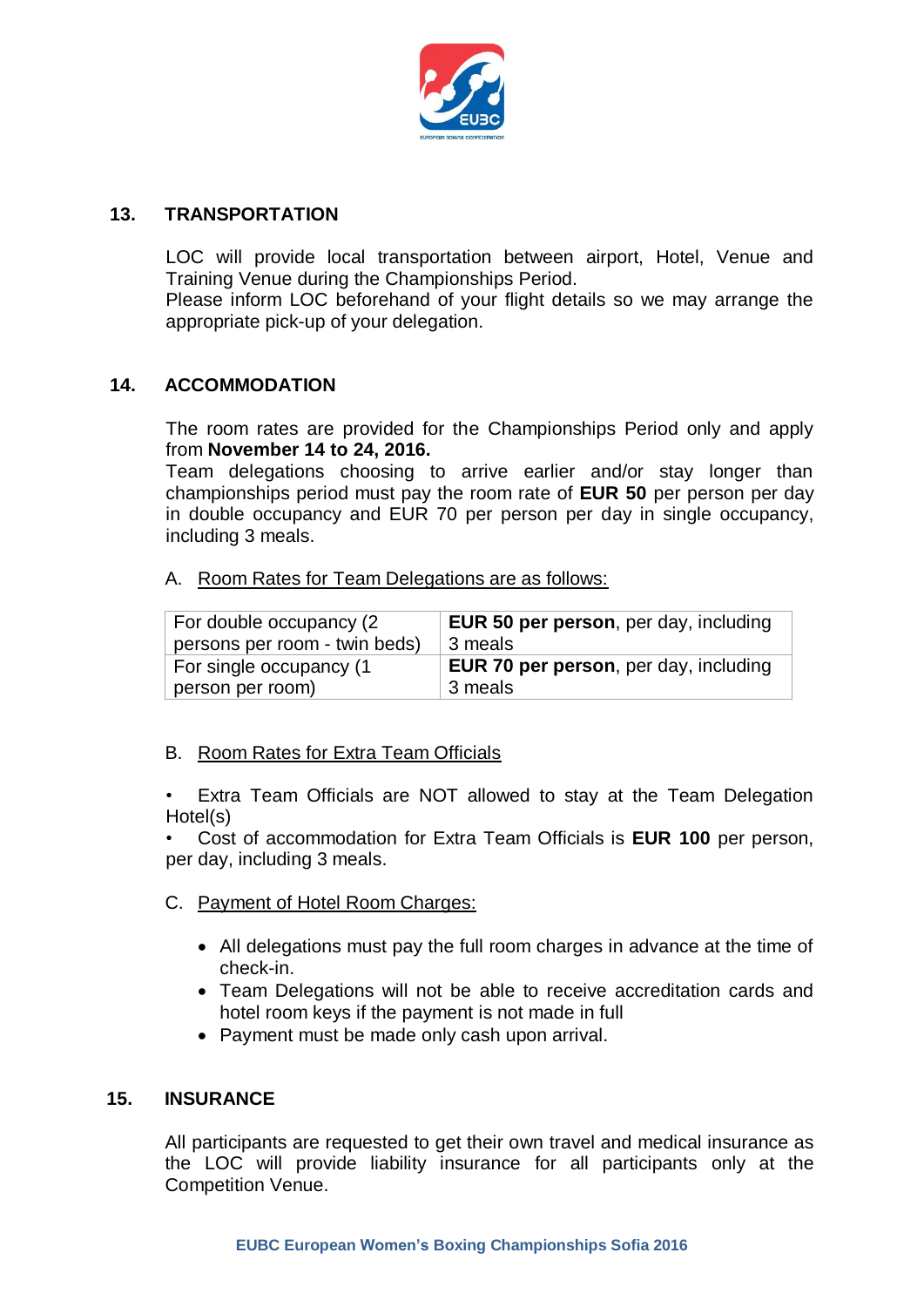## 13. TRANSPORTATION

LOC will provide local transportation between airport, Hotel, Venue and Training Venue during the Championships Period.
Please inform LOC beforehand of your flight details so we may arrange the appropriate pick-up of your delegation.

## 14. ACCOMMODATION

The room rates are provided for the Championships Period only and apply from **November 14 to 24, 2016.**
Team delegations choosing to arrive earlier and/or stay longer than championships period must pay the room rate of **EUR 50** per person per day in double occupancy and EUR 70 per person per day in single occupancy, including 3 meals.

A. Room Rates for Team Delegations are as follows:

| | |
|---|---|
| For double occupancy (2 persons per room - twin beds) | **EUR 50 per person**, per day, including 3 meals |
| For single occupancy (1 person per room) | **EUR 70 per person**, per day, including 3 meals |

B. Room Rates for Extra Team Officials

- Extra Team Officials are NOT allowed to stay at the Team Delegation Hotel(s)
- Cost of accommodation for Extra Team Officials is **EUR 100** per person, per day, including 3 meals.

C. Payment of Hotel Room Charges:

- All delegations must pay the full room charges in advance at the time of check-in.
- Team Delegations will not be able to receive accreditation cards and hotel room keys if the payment is not made in full
- Payment must be made only cash upon arrival.

## 15. INSURANCE

All participants are requested to get their own travel and medical insurance as the LOC will provide liability insurance for all participants only at the Competition Venue.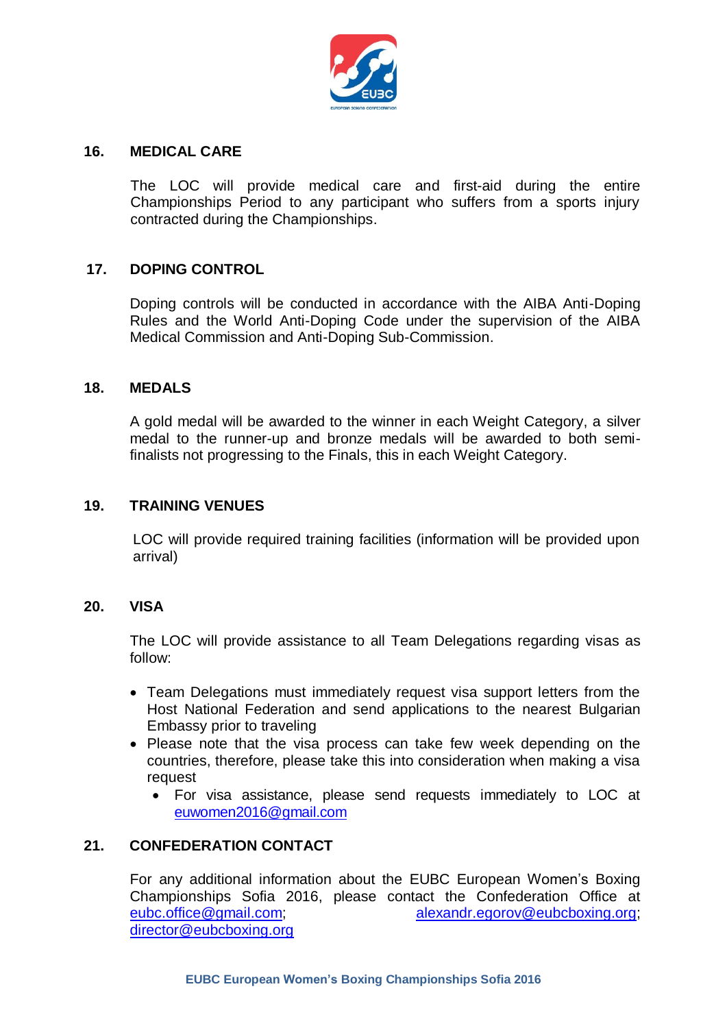## 16. MEDICAL CARE

The LOC will provide medical care and first-aid during the entire Championships Period to any participant who suffers from a sports injury contracted during the Championships.

## 17. DOPING CONTROL

Doping controls will be conducted in accordance with the AIBA Anti-Doping Rules and the World Anti-Doping Code under the supervision of the AIBA Medical Commission and Anti-Doping Sub-Commission.

## 18. MEDALS

A gold medal will be awarded to the winner in each Weight Category, a silver medal to the runner-up and bronze medals will be awarded to both semi-finalists not progressing to the Finals, this in each Weight Category.

## 19. TRAINING VENUES

LOC will provide required training facilities (information will be provided upon arrival)

## 20. VISA

The LOC will provide assistance to all Team Delegations regarding visas as follow:

- Team Delegations must immediately request visa support letters from the Host National Federation and send applications to the nearest Bulgarian Embassy prior to traveling
- Please note that the visa process can take few week depending on the countries, therefore, please take this into consideration when making a visa request
  - For visa assistance, please send requests immediately to LOC at euwomen2016@gmail.com

## 21. CONFEDERATION CONTACT

For any additional information about the EUBC European Women's Boxing Championships Sofia 2016, please contact the Confederation Office at eubc.office@gmail.com; alexandr.egorov@eubcboxing.org; director@eubcboxing.org